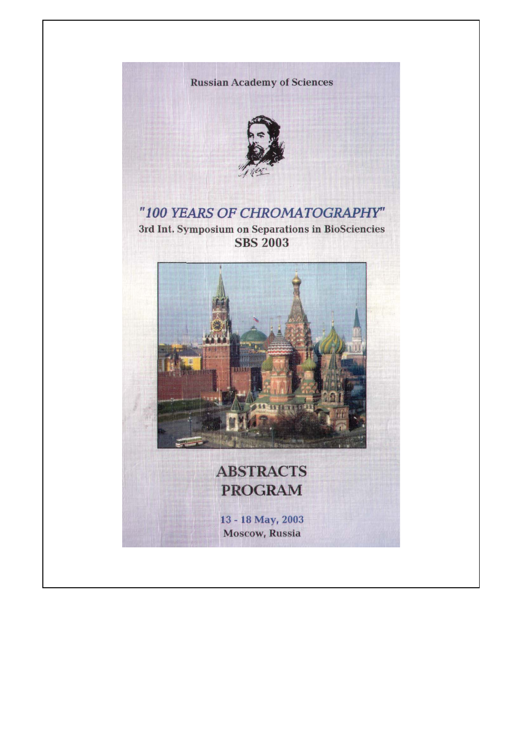Russian Academy of Sciences

# "100 YEARS OF CHROMATOGRAPHY"

## 3rd Int. Symposium on Separations in BioSciencies

## SBS 2003

# ABSTRACTS
# PROGRAM

13 - 18 May, 2003

Moscow, Russia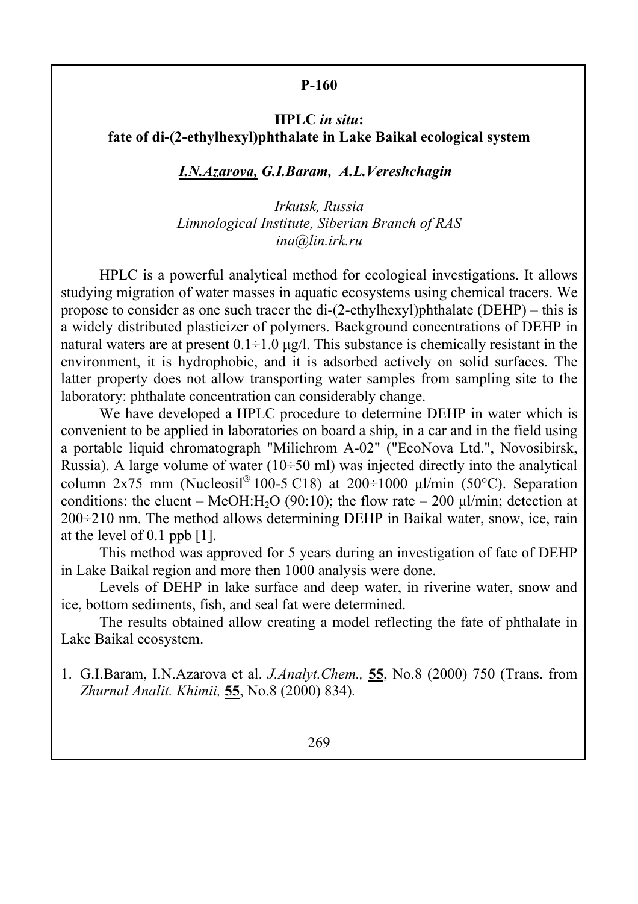**P-160**

# HPLC *in situ*: fate of di-(2-ethylhexyl)phthalate in Lake Baikal ecological system

***I.N.Azarova,* G.I.Baram, A.L.Vereshchagin**

*Irkutsk, Russia*
*Limnological Institute, Siberian Branch of RAS*
*ina@lin.irk.ru*

HPLC is a powerful analytical method for ecological investigations. It allows studying migration of water masses in aquatic ecosystems using chemical tracers. We propose to consider as one such tracer the di-(2-ethylhexyl)phthalate (DEHP) – this is a widely distributed plasticizer of polymers. Background concentrations of DEHP in natural waters are at present 0.1÷1.0 μg/l. This substance is chemically resistant in the environment, it is hydrophobic, and it is adsorbed actively on solid surfaces. The latter property does not allow transporting water samples from sampling site to the laboratory: phthalate concentration can considerably change.

We have developed a HPLC procedure to determine DEHP in water which is convenient to be applied in laboratories on board a ship, in a car and in the field using a portable liquid chromatograph "Milichrom A-02" ("EcoNova Ltd.", Novosibirsk, Russia). A large volume of water (10÷50 ml) was injected directly into the analytical column 2x75 mm (Nucleosil® 100-5 C18) at 200÷1000 μl/min (50°C). Separation conditions: the eluent – MeOH:$H_2O$ (90:10); the flow rate – 200 μl/min; detection at 200÷210 nm. The method allows determining DEHP in Baikal water, snow, ice, rain at the level of 0.1 ppb [1].

This method was approved for 5 years during an investigation of fate of DEHP in Lake Baikal region and more then 1000 analysis were done.

Levels of DEHP in lake surface and deep water, in riverine water, snow and ice, bottom sediments, fish, and seal fat were determined.

The results obtained allow creating a model reflecting the fate of phthalate in Lake Baikal ecosystem.

1. G.I.Baram, I.N.Azarova et al. *J.Analyt.Chem.,* **55**, No.8 (2000) 750 (Trans. from *Zhurnal Analit. Khimii,* **55**, No.8 (2000) 834).